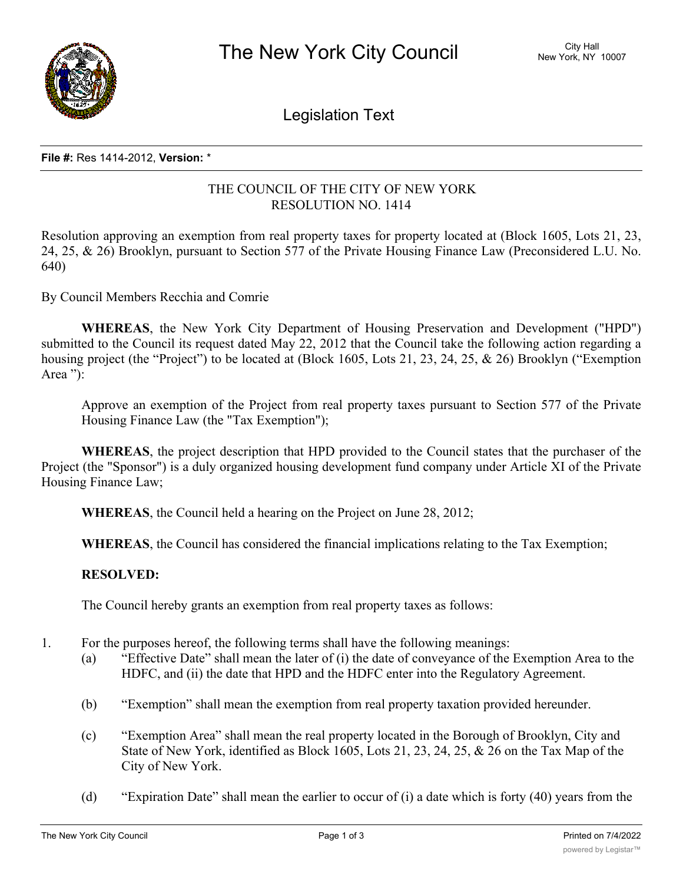# The New York City Council

City Hall
New York, NY 10007

## Legislation Text

**File #:** Res 1414-2012, **Version:** *

THE COUNCIL OF THE CITY OF NEW YORK
RESOLUTION NO. 1414

Resolution approving an exemption from real property taxes for property located at (Block 1605, Lots 21, 23, 24, 25, & 26) Brooklyn, pursuant to Section 577 of the Private Housing Finance Law (Preconsidered L.U. No. 640)

By Council Members Recchia and Comrie

**WHEREAS**, the New York City Department of Housing Preservation and Development ("HPD") submitted to the Council its request dated May 22, 2012 that the Council take the following action regarding a housing project (the "Project") to be located at (Block 1605, Lots 21, 23, 24, 25, & 26) Brooklyn ("Exemption Area "):

Approve an exemption of the Project from real property taxes pursuant to Section 577 of the Private Housing Finance Law (the "Tax Exemption");

**WHEREAS**, the project description that HPD provided to the Council states that the purchaser of the Project (the "Sponsor") is a duly organized housing development fund company under Article XI of the Private Housing Finance Law;

**WHEREAS**, the Council held a hearing on the Project on June 28, 2012;

**WHEREAS**, the Council has considered the financial implications relating to the Tax Exemption;

**RESOLVED:**

The Council hereby grants an exemption from real property taxes as follows:

1. For the purposes hereof, the following terms shall have the following meanings:
   (a) "Effective Date" shall mean the later of (i) the date of conveyance of the Exemption Area to the HDFC, and (ii) the date that HPD and the HDFC enter into the Regulatory Agreement.

   (b) "Exemption" shall mean the exemption from real property taxation provided hereunder.

   (c) "Exemption Area" shall mean the real property located in the Borough of Brooklyn, City and State of New York, identified as Block 1605, Lots 21, 23, 24, 25, & 26 on the Tax Map of the City of New York.

   (d) "Expiration Date" shall mean the earlier to occur of (i) a date which is forty (40) years from the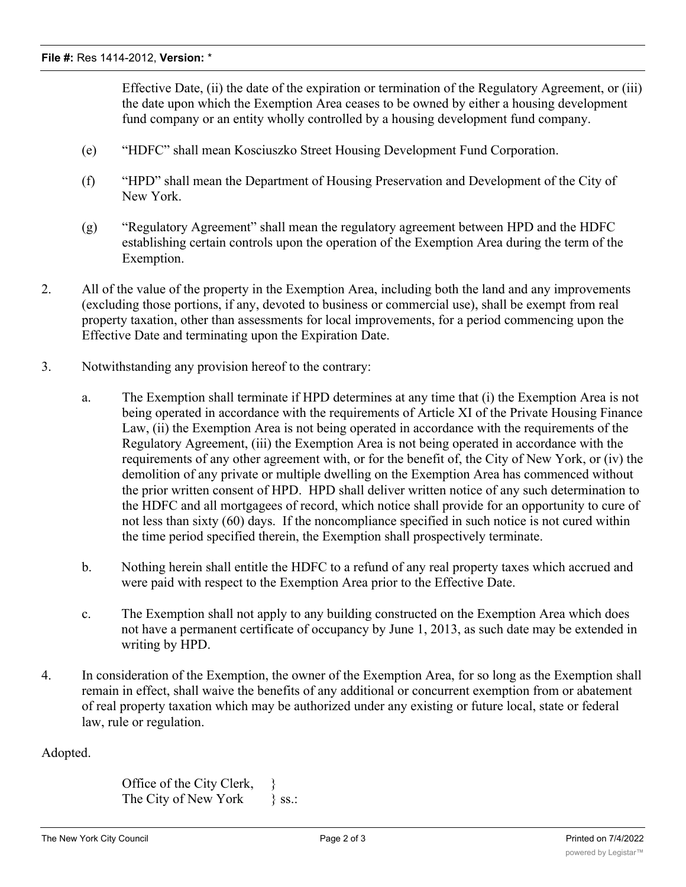Effective Date, (ii) the date of the expiration or termination of the Regulatory Agreement, or (iii) the date upon which the Exemption Area ceases to be owned by either a housing development fund company or an entity wholly controlled by a housing development fund company.

(e) "HDFC" shall mean Kosciuszko Street Housing Development Fund Corporation.

(f) "HPD" shall mean the Department of Housing Preservation and Development of the City of New York.

(g) "Regulatory Agreement" shall mean the regulatory agreement between HPD and the HDFC establishing certain controls upon the operation of the Exemption Area during the term of the Exemption.

2. All of the value of the property in the Exemption Area, including both the land and any improvements (excluding those portions, if any, devoted to business or commercial use), shall be exempt from real property taxation, other than assessments for local improvements, for a period commencing upon the Effective Date and terminating upon the Expiration Date.

3. Notwithstanding any provision hereof to the contrary:

   a. The Exemption shall terminate if HPD determines at any time that (i) the Exemption Area is not being operated in accordance with the requirements of Article XI of the Private Housing Finance Law, (ii) the Exemption Area is not being operated in accordance with the requirements of the Regulatory Agreement, (iii) the Exemption Area is not being operated in accordance with the requirements of any other agreement with, or for the benefit of, the City of New York, or (iv) the demolition of any private or multiple dwelling on the Exemption Area has commenced without the prior written consent of HPD. HPD shall deliver written notice of any such determination to the HDFC and all mortgagees of record, which notice shall provide for an opportunity to cure of not less than sixty (60) days. If the noncompliance specified in such notice is not cured within the time period specified therein, the Exemption shall prospectively terminate.

   b. Nothing herein shall entitle the HDFC to a refund of any real property taxes which accrued and were paid with respect to the Exemption Area prior to the Effective Date.

   c. The Exemption shall not apply to any building constructed on the Exemption Area which does not have a permanent certificate of occupancy by June 1, 2013, as such date may be extended in writing by HPD.

4. In consideration of the Exemption, the owner of the Exemption Area, for so long as the Exemption shall remain in effect, shall waive the benefits of any additional or concurrent exemption from or abatement of real property taxation which may be authorized under any existing or future local, state or federal law, rule or regulation.

Adopted.

Office of the City Clerk, }
The City of New York } ss.: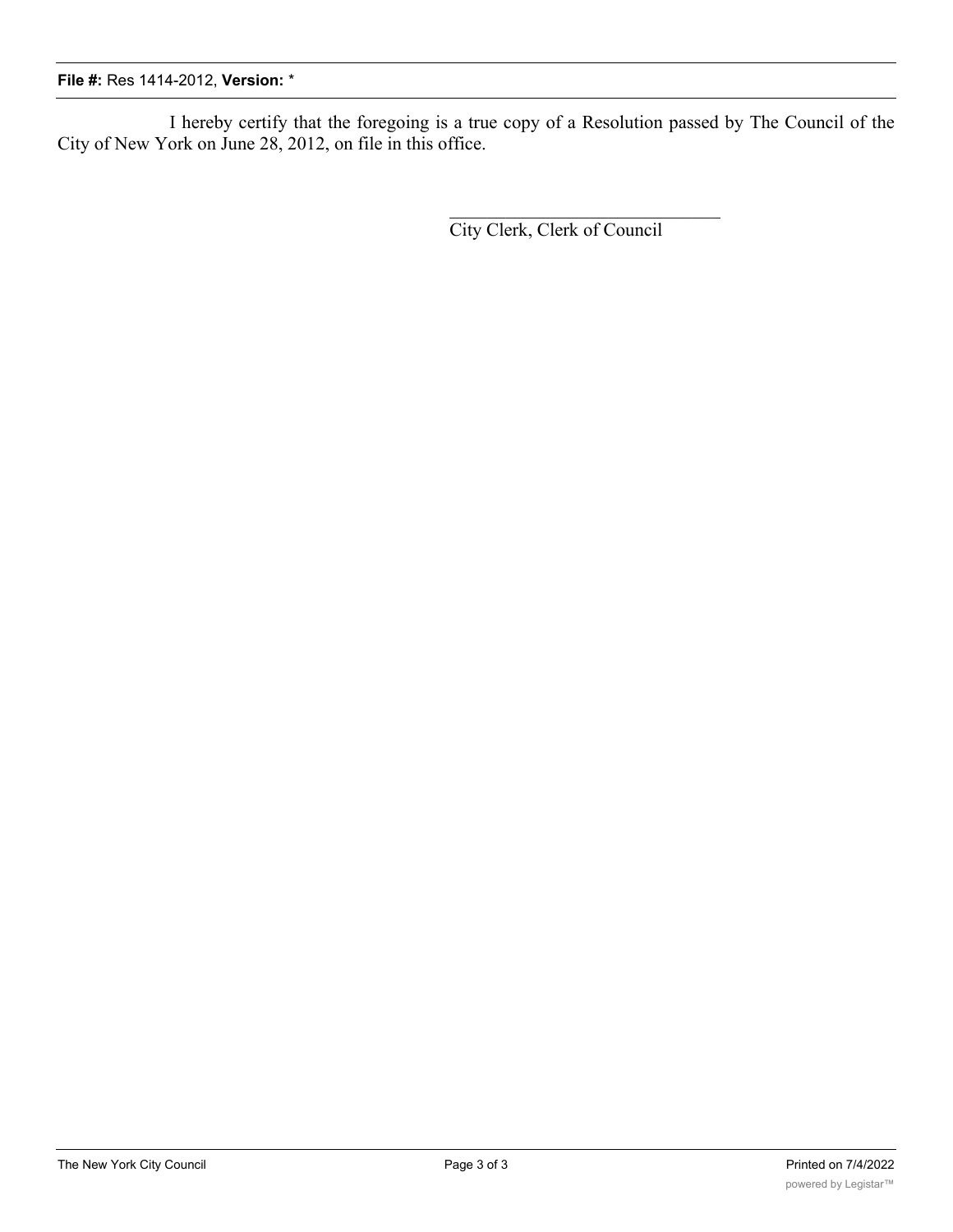I hereby certify that the foregoing is a true copy of a Resolution passed by The Council of the City of New York on June 28, 2012, on file in this office.

_______________________________

City Clerk, Clerk of Council